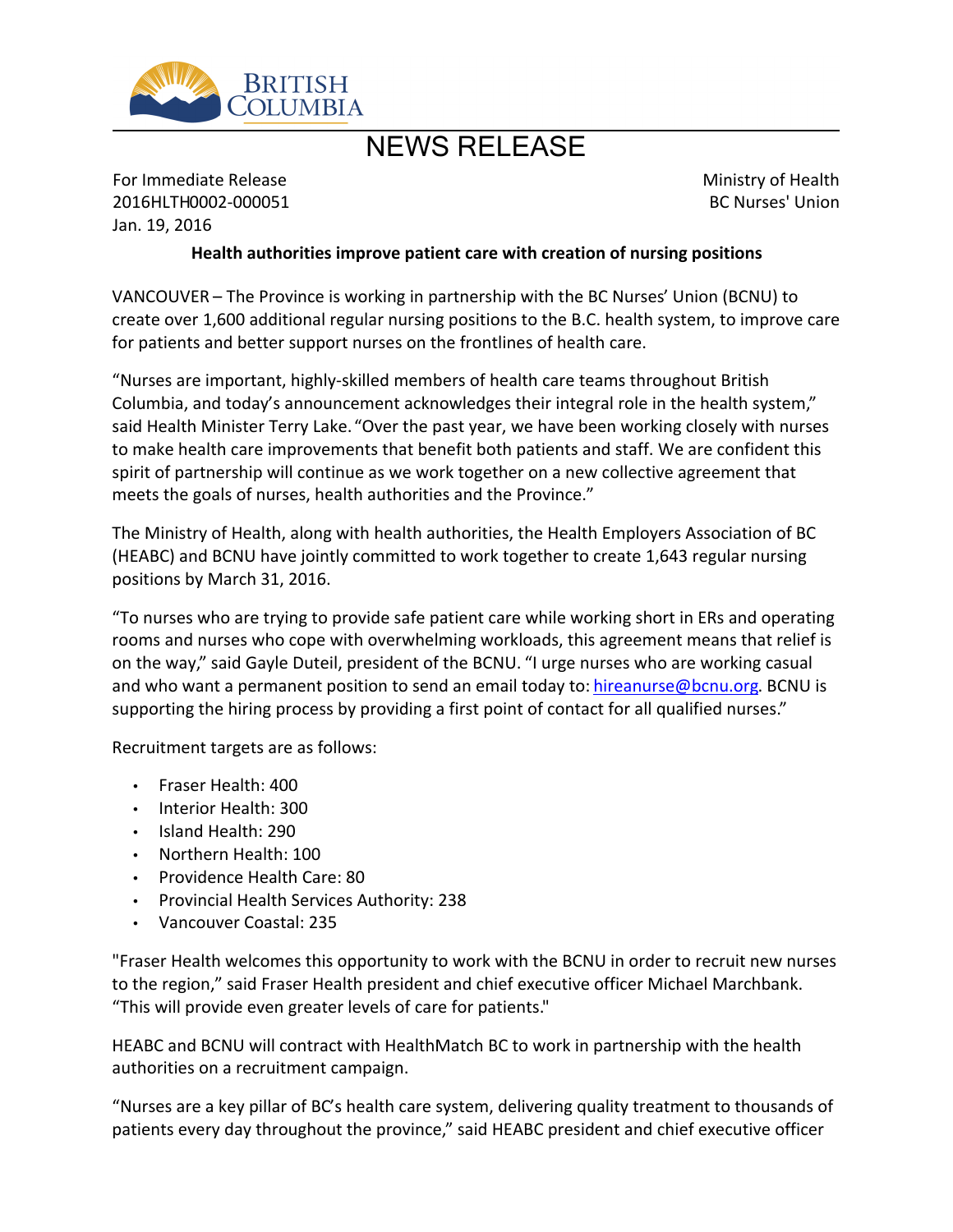BRITISH COLUMBIA

# NEWS RELEASE

For Immediate Release
2016HLTH0002-000051
Jan. 19, 2016

Ministry of Health
BC Nurses' Union

**Health authorities improve patient care with creation of nursing positions**

VANCOUVER – The Province is working in partnership with the BC Nurses' Union (BCNU) to create over 1,600 additional regular nursing positions to the B.C. health system, to improve care for patients and better support nurses on the frontlines of health care.

"Nurses are important, highly-skilled members of health care teams throughout British Columbia, and today's announcement acknowledges their integral role in the health system," said Health Minister Terry Lake. "Over the past year, we have been working closely with nurses to make health care improvements that benefit both patients and staff. We are confident this spirit of partnership will continue as we work together on a new collective agreement that meets the goals of nurses, health authorities and the Province."

The Ministry of Health, along with health authorities, the Health Employers Association of BC (HEABC) and BCNU have jointly committed to work together to create 1,643 regular nursing positions by March 31, 2016.

"To nurses who are trying to provide safe patient care while working short in ERs and operating rooms and nurses who cope with overwhelming workloads, this agreement means that relief is on the way," said Gayle Duteil, president of the BCNU. "I urge nurses who are working casual and who want a permanent position to send an email today to: hireanurse@bcnu.org. BCNU is supporting the hiring process by providing a first point of contact for all qualified nurses."

Recruitment targets are as follows:

- Fraser Health: 400
- Interior Health: 300
- Island Health: 290
- Northern Health: 100
- Providence Health Care: 80
- Provincial Health Services Authority: 238
- Vancouver Coastal: 235

"Fraser Health welcomes this opportunity to work with the BCNU in order to recruit new nurses to the region," said Fraser Health president and chief executive officer Michael Marchbank. "This will provide even greater levels of care for patients."

HEABC and BCNU will contract with HealthMatch BC to work in partnership with the health authorities on a recruitment campaign.

"Nurses are a key pillar of BC's health care system, delivering quality treatment to thousands of patients every day throughout the province," said HEABC president and chief executive officer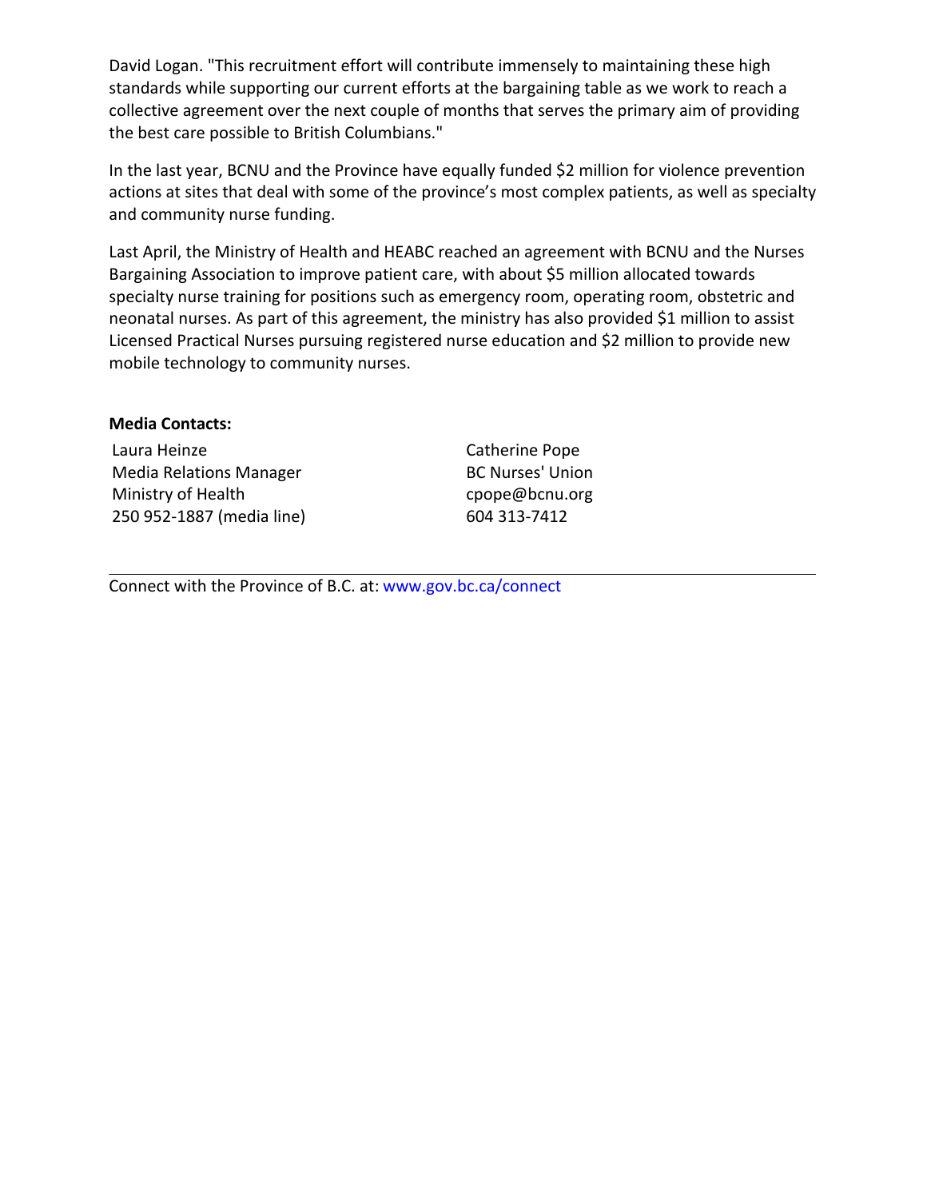David Logan. "This recruitment effort will contribute immensely to maintaining these high standards while supporting our current efforts at the bargaining table as we work to reach a collective agreement over the next couple of months that serves the primary aim of providing the best care possible to British Columbians."

In the last year, BCNU and the Province have equally funded $2 million for violence prevention actions at sites that deal with some of the province's most complex patients, as well as specialty and community nurse funding.

Last April, the Ministry of Health and HEABC reached an agreement with BCNU and the Nurses Bargaining Association to improve patient care, with about $5 million allocated towards specialty nurse training for positions such as emergency room, operating room, obstetric and neonatal nurses. As part of this agreement, the ministry has also provided $1 million to assist Licensed Practical Nurses pursuing registered nurse education and $2 million to provide new mobile technology to community nurses.

**Media Contacts:**

Laura Heinze
Media Relations Manager
Ministry of Health
250 952-1887 (media line)

Catherine Pope
BC Nurses' Union
cpope@bcnu.org
604 313-7412

---

Connect with the Province of B.C. at: www.gov.bc.ca/connect